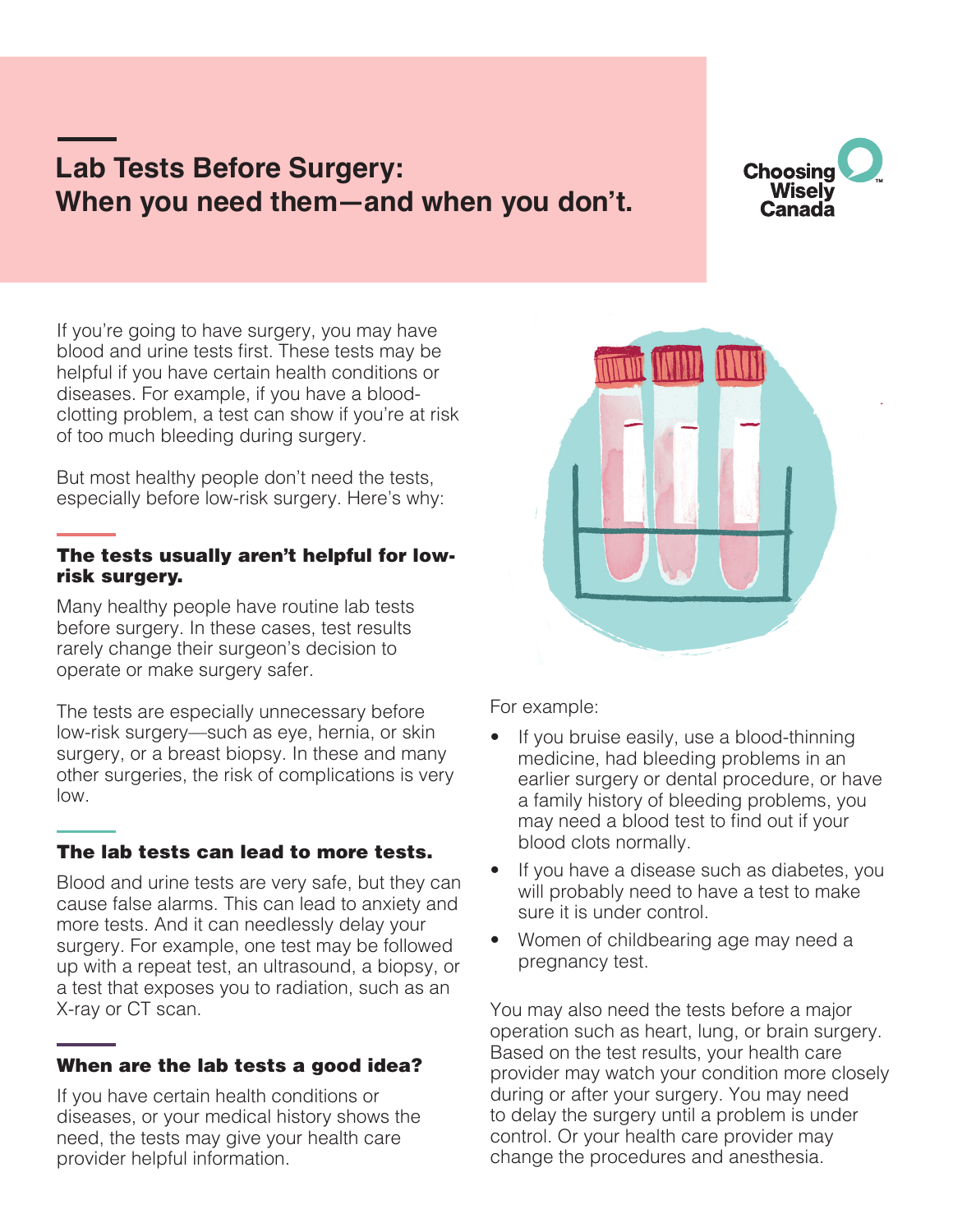# Lab Tests Before Surgery: When you need them—and when you don't.

Choosing Wisely Canada

If you're going to have surgery, you may have blood and urine tests first. These tests may be helpful if you have certain health conditions or diseases. For example, if you have a blood-clotting problem, a test can show if you're at risk of too much bleeding during surgery.

But most healthy people don't need the tests, especially before low-risk surgery. Here's why:

### The tests usually aren't helpful for low-risk surgery.

Many healthy people have routine lab tests before surgery. In these cases, test results rarely change their surgeon's decision to operate or make surgery safer.

The tests are especially unnecessary before low-risk surgery—such as eye, hernia, or skin surgery, or a breast biopsy. In these and many other surgeries, the risk of complications is very low.

### The lab tests can lead to more tests.

Blood and urine tests are very safe, but they can cause false alarms. This can lead to anxiety and more tests. And it can needlessly delay your surgery. For example, one test may be followed up with a repeat test, an ultrasound, a biopsy, or a test that exposes you to radiation, such as an X-ray or CT scan.

### When are the lab tests a good idea?

If you have certain health conditions or diseases, or your medical history shows the need, the tests may give your health care provider helpful information.

For example:

- If you bruise easily, use a blood-thinning medicine, had bleeding problems in an earlier surgery or dental procedure, or have a family history of bleeding problems, you may need a blood test to find out if your blood clots normally.
- If you have a disease such as diabetes, you will probably need to have a test to make sure it is under control.
- Women of childbearing age may need a pregnancy test.

You may also need the tests before a major operation such as heart, lung, or brain surgery. Based on the test results, your health care provider may watch your condition more closely during or after your surgery. You may need to delay the surgery until a problem is under control. Or your health care provider may change the procedures and anesthesia.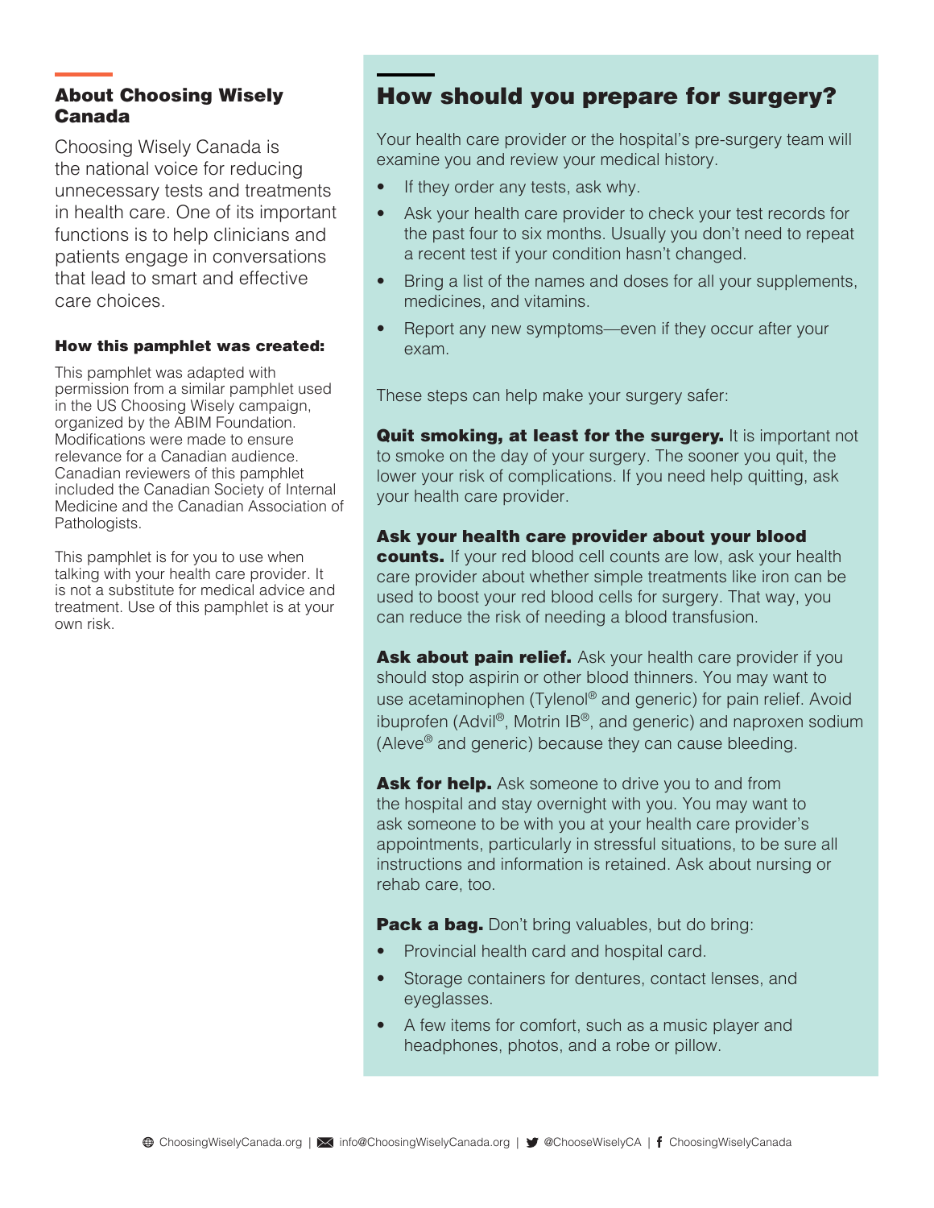## About Choosing Wisely Canada

Choosing Wisely Canada is the national voice for reducing unnecessary tests and treatments in health care. One of its important functions is to help clinicians and patients engage in conversations that lead to smart and effective care choices.

#### How this pamphlet was created:

This pamphlet was adapted with permission from a similar pamphlet used in the US Choosing Wisely campaign, organized by the ABIM Foundation. Modifications were made to ensure relevance for a Canadian audience. Canadian reviewers of this pamphlet included the Canadian Society of Internal Medicine and the Canadian Association of Pathologists.

This pamphlet is for you to use when talking with your health care provider. It is not a substitute for medical advice and treatment. Use of this pamphlet is at your own risk.

## How should you prepare for surgery?

Your health care provider or the hospital's pre-surgery team will examine you and review your medical history.

- If they order any tests, ask why.
- Ask your health care provider to check your test records for the past four to six months. Usually you don't need to repeat a recent test if your condition hasn't changed.
- Bring a list of the names and doses for all your supplements, medicines, and vitamins.
- Report any new symptoms—even if they occur after your exam.

These steps can help make your surgery safer:

**Quit smoking, at least for the surgery.** It is important not to smoke on the day of your surgery. The sooner you quit, the lower your risk of complications. If you need help quitting, ask your health care provider.

**Ask your health care provider about your blood counts.** If your red blood cell counts are low, ask your health care provider about whether simple treatments like iron can be used to boost your red blood cells for surgery. That way, you can reduce the risk of needing a blood transfusion.

**Ask about pain relief.** Ask your health care provider if you should stop aspirin or other blood thinners. You may want to use acetaminophen (Tylenol® and generic) for pain relief. Avoid ibuprofen (Advil®, Motrin IB®, and generic) and naproxen sodium (Aleve® and generic) because they can cause bleeding.

**Ask for help.** Ask someone to drive you to and from the hospital and stay overnight with you. You may want to ask someone to be with you at your health care provider's appointments, particularly in stressful situations, to be sure all instructions and information is retained. Ask about nursing or rehab care, too.

**Pack a bag.** Don't bring valuables, but do bring:

- Provincial health card and hospital card.
- Storage containers for dentures, contact lenses, and eyeglasses.
- A few items for comfort, such as a music player and headphones, photos, and a robe or pillow.

ChoosingWiselyCanada.org | info@ChoosingWiselyCanada.org | @ChooseWiselyCA | ChoosingWiselyCanada